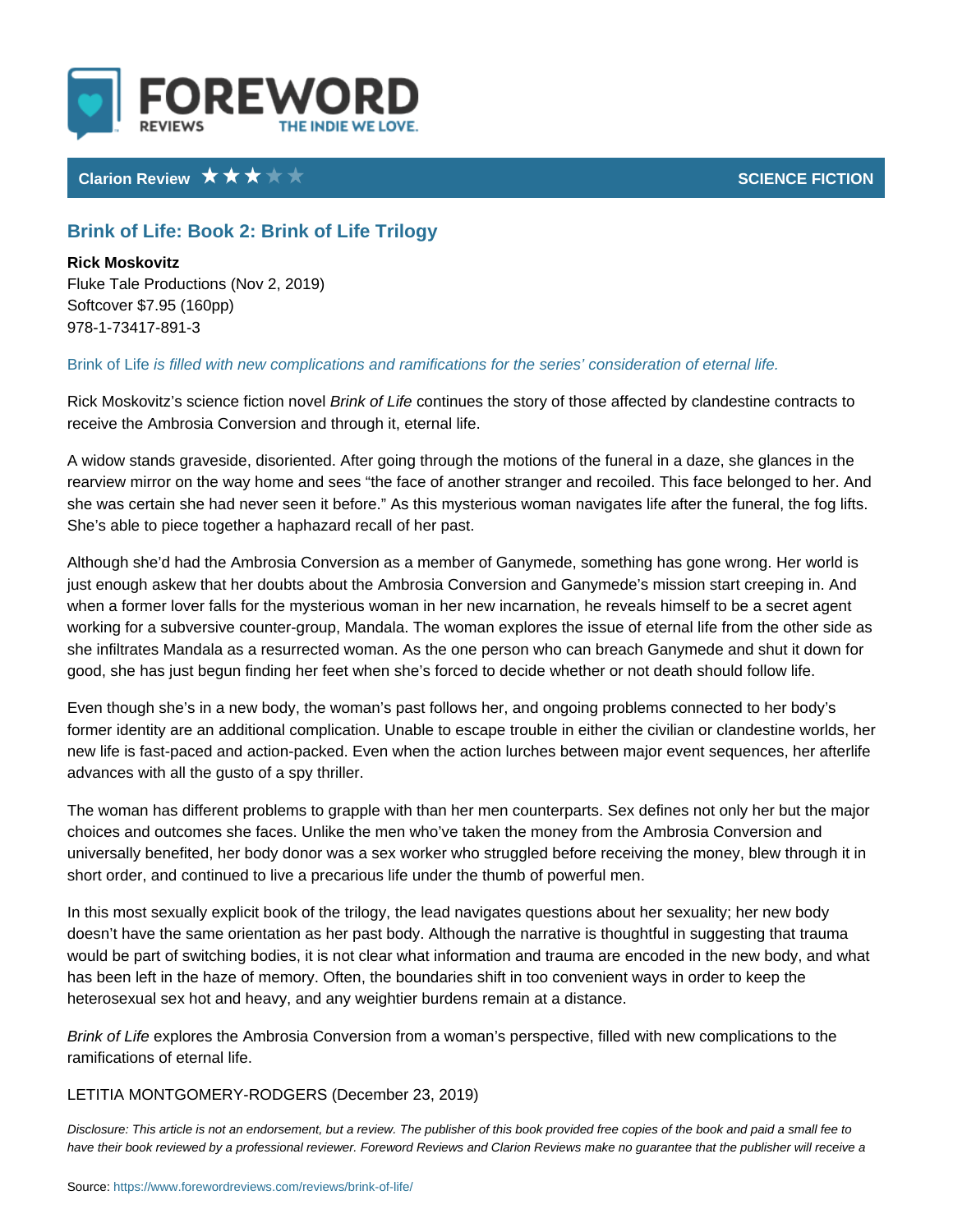FOREWORD REVIEWS — THE INDIE WE LOVE.

**Clarion Review** ★★★☆☆ — **SCIENCE FICTION**

## Brink of Life: Book 2: Brink of Life Trilogy

**Rick Moskovitz**
Fluke Tale Productions (Nov 2, 2019)
Softcover $7.95 (160pp)
978-1-73417-891-3

*Brink of Life is filled with new complications and ramifications for the series' consideration of eternal life.*

Rick Moskovitz's science fiction novel *Brink of Life* continues the story of those affected by clandestine contracts to receive the Ambrosia Conversion and through it, eternal life.

A widow stands graveside, disoriented. After going through the motions of the funeral in a daze, she glances in the rearview mirror on the way home and sees "the face of another stranger and recoiled. This face belonged to her. And she was certain she had never seen it before." As this mysterious woman navigates life after the funeral, the fog lifts. She's able to piece together a haphazard recall of her past.

Although she'd had the Ambrosia Conversion as a member of Ganymede, something has gone wrong. Her world is just enough askew that her doubts about the Ambrosia Conversion and Ganymede's mission start creeping in. And when a former lover falls for the mysterious woman in her new incarnation, he reveals himself to be a secret agent working for a subversive counter-group, Mandala. The woman explores the issue of eternal life from the other side as she infiltrates Mandala as a resurrected woman. As the one person who can breach Ganymede and shut it down for good, she has just begun finding her feet when she's forced to decide whether or not death should follow life.

Even though she's in a new body, the woman's past follows her, and ongoing problems connected to her body's former identity are an additional complication. Unable to escape trouble in either the civilian or clandestine worlds, her new life is fast-paced and action-packed. Even when the action lurches between major event sequences, her afterlife advances with all the gusto of a spy thriller.

The woman has different problems to grapple with than her men counterparts. Sex defines not only her but the major choices and outcomes she faces. Unlike the men who've taken the money from the Ambrosia Conversion and universally benefited, her body donor was a sex worker who struggled before receiving the money, blew through it in short order, and continued to live a precarious life under the thumb of powerful men.

In this most sexually explicit book of the trilogy, the lead navigates questions about her sexuality; her new body doesn't have the same orientation as her past body. Although the narrative is thoughtful in suggesting that trauma would be part of switching bodies, it is not clear what information and trauma are encoded in the new body, and what has been left in the haze of memory. Often, the boundaries shift in too convenient ways in order to keep the heterosexual sex hot and heavy, and any weightier burdens remain at a distance.

*Brink of Life* explores the Ambrosia Conversion from a woman's perspective, filled with new complications to the ramifications of eternal life.

LETITIA MONTGOMERY-RODGERS (December 23, 2019)

*Disclosure: This article is not an endorsement, but a review. The publisher of this book provided free copies of the book and paid a small fee to have their book reviewed by a professional reviewer. Foreword Reviews and Clarion Reviews make no guarantee that the publisher will receive a*

Source: https://www.forewordreviews.com/reviews/brink-of-life/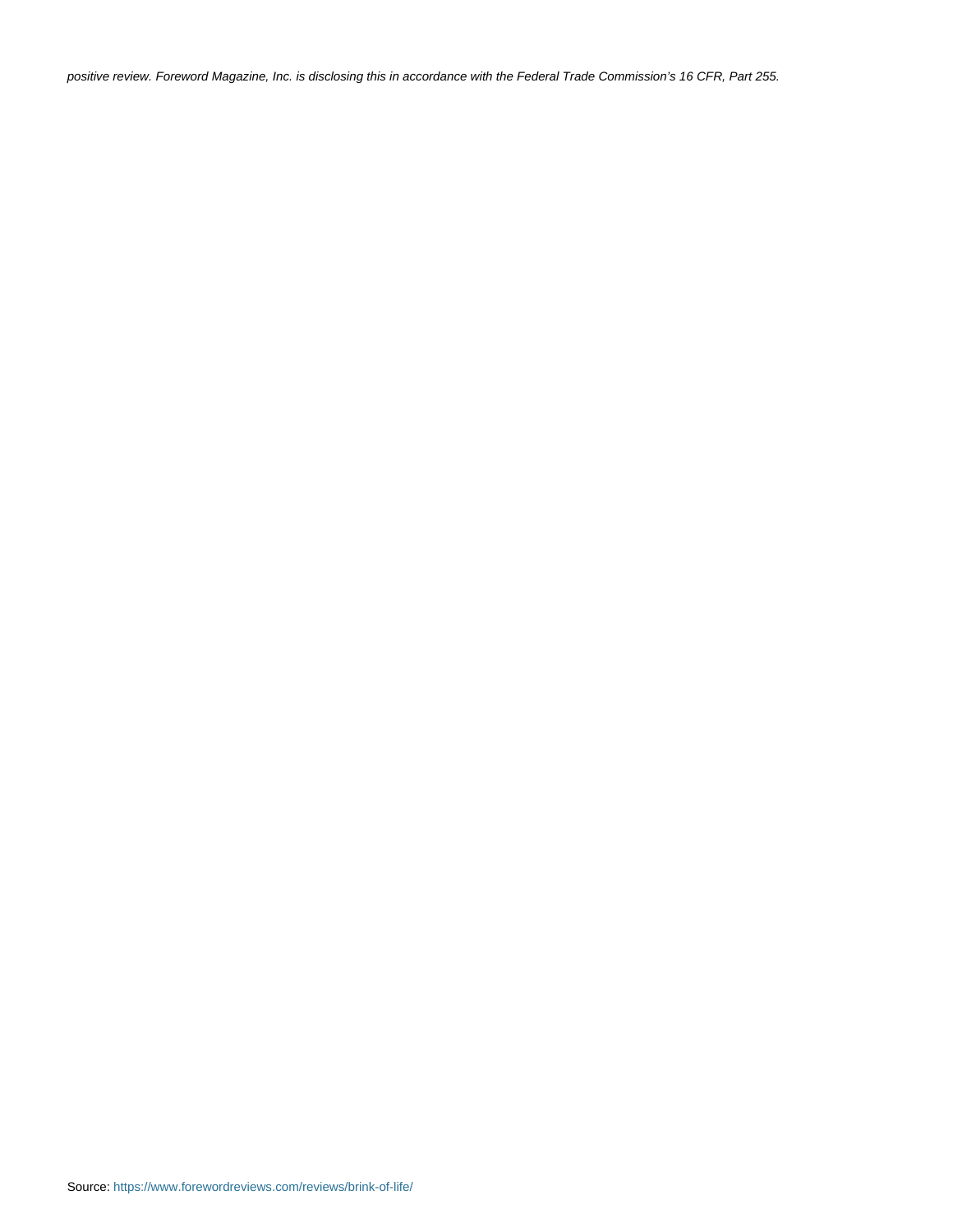*positive review. Foreword Magazine, Inc. is disclosing this in accordance with the Federal Trade Commission's 16 CFR, Part 255.*

Source: https://www.forewordreviews.com/reviews/brink-of-life/